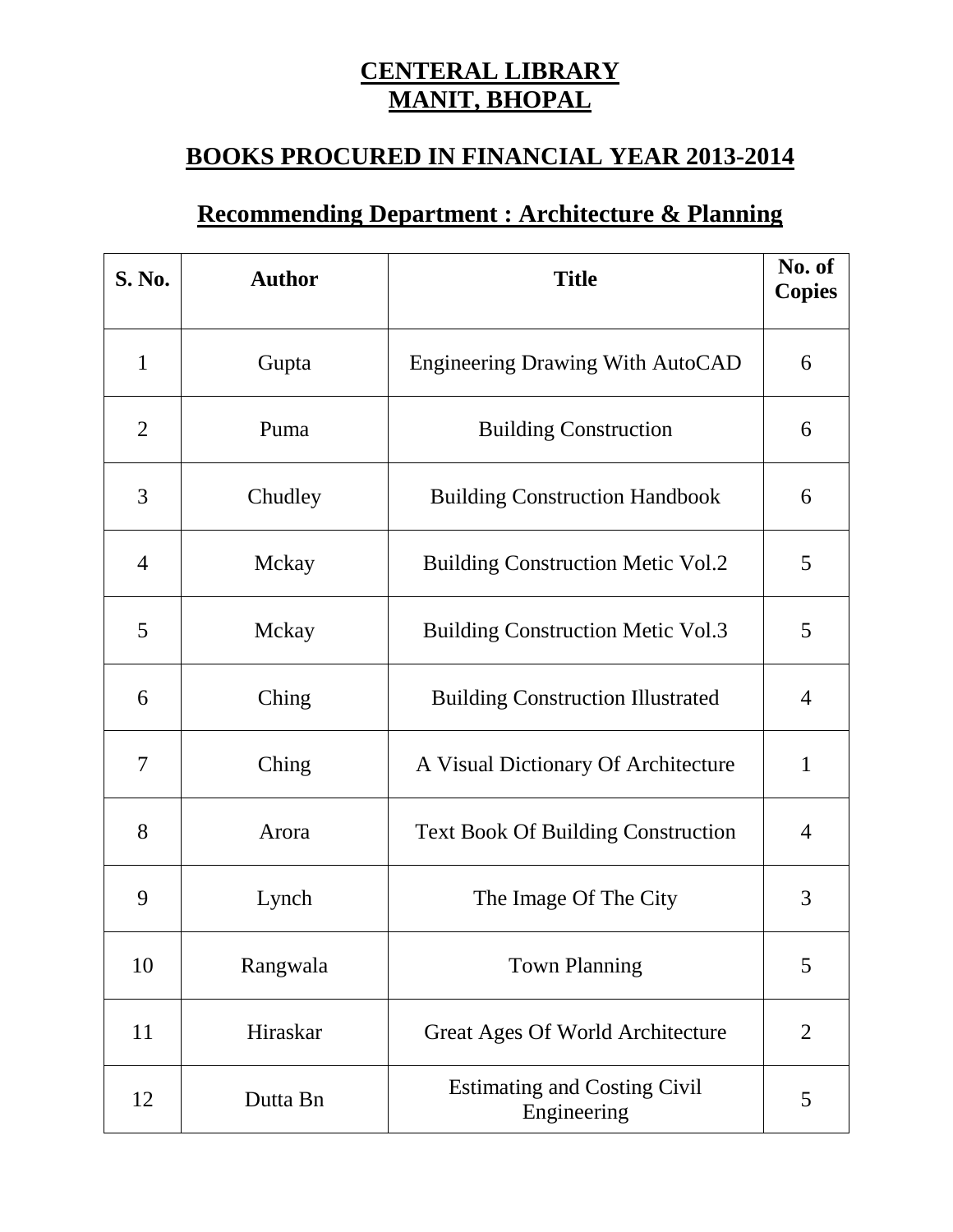# CENTERAL LIBRARY
# MANIT, BHOPAL

## BOOKS PROCURED IN FINANCIAL YEAR 2013-2014

## Recommending Department : Architecture & Planning

| S. No. | Author | Title | No. of Copies |
|---|---|---|---|
| 1 | Gupta | Engineering Drawing With AutoCAD | 6 |
| 2 | Puma | Building Construction | 6 |
| 3 | Chudley | Building Construction Handbook | 6 |
| 4 | Mckay | Building Construction Metic Vol.2 | 5 |
| 5 | Mckay | Building Construction Metic Vol.3 | 5 |
| 6 | Ching | Building Construction Illustrated | 4 |
| 7 | Ching | A Visual Dictionary Of Architecture | 1 |
| 8 | Arora | Text Book Of Building Construction | 4 |
| 9 | Lynch | The Image Of The City | 3 |
| 10 | Rangwala | Town Planning | 5 |
| 11 | Hiraskar | Great Ages Of World Architecture | 2 |
| 12 | Dutta Bn | Estimating and Costing Civil Engineering | 5 |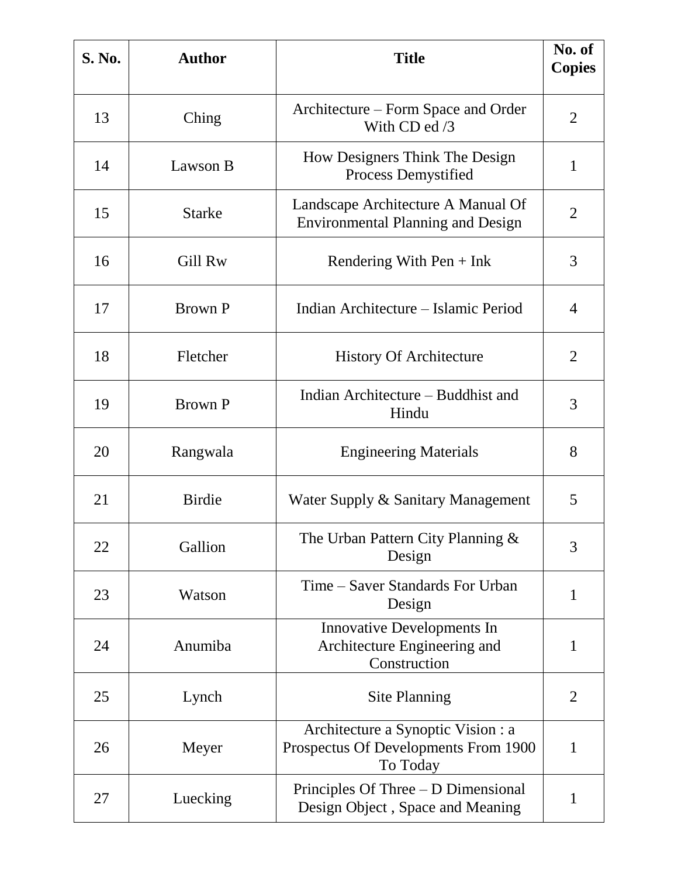| S. No. | Author | Title | No. of Copies |
|---|---|---|---|
| 13 | Ching | Architecture – Form Space and Order With CD ed /3 | 2 |
| 14 | Lawson B | How Designers Think The Design Process Demystified | 1 |
| 15 | Starke | Landscape Architecture A Manual Of Environmental Planning and Design | 2 |
| 16 | Gill Rw | Rendering With Pen + Ink | 3 |
| 17 | Brown P | Indian Architecture – Islamic Period | 4 |
| 18 | Fletcher | History Of Architecture | 2 |
| 19 | Brown P | Indian Architecture – Buddhist and Hindu | 3 |
| 20 | Rangwala | Engineering Materials | 8 |
| 21 | Birdie | Water Supply & Sanitary Management | 5 |
| 22 | Gallion | The Urban Pattern City Planning & Design | 3 |
| 23 | Watson | Time – Saver Standards For Urban Design | 1 |
| 24 | Anumiba | Innovative Developments In Architecture Engineering and Construction | 1 |
| 25 | Lynch | Site Planning | 2 |
| 26 | Meyer | Architecture a Synoptic Vision : a Prospectus Of Developments From 1900 To Today | 1 |
| 27 | Luecking | Principles Of Three – D Dimensional Design Object , Space and Meaning | 1 |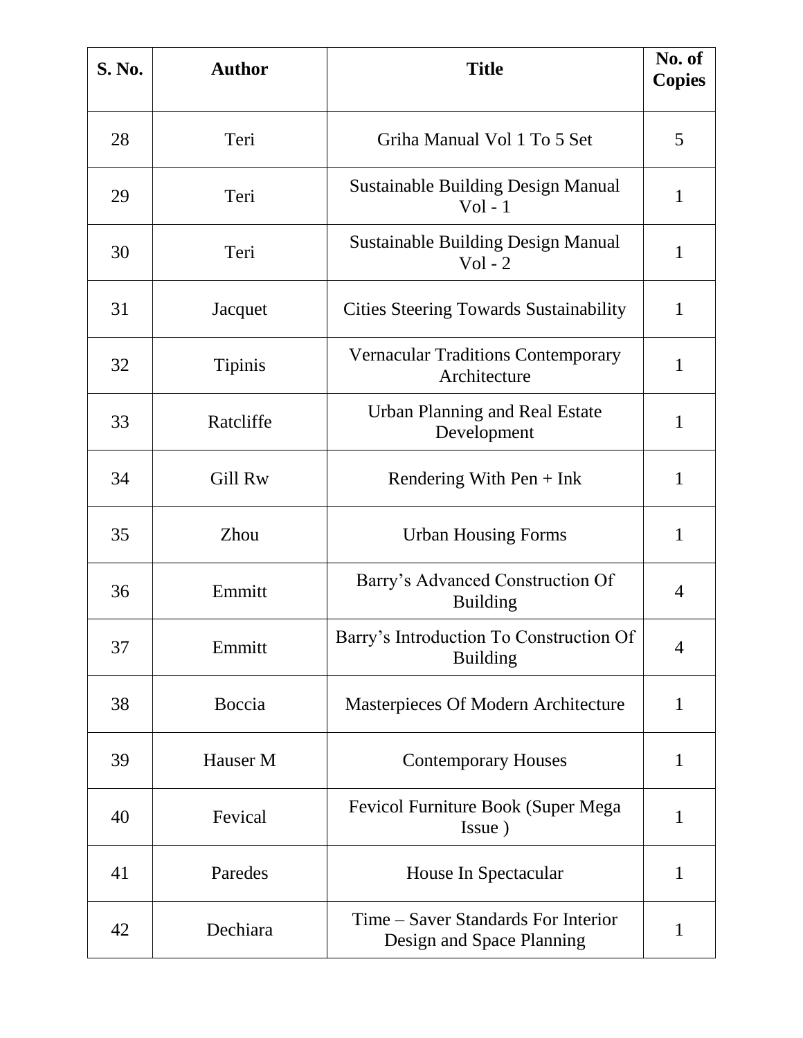| S. No. | Author | Title | No. of Copies |
|---|---|---|---|
| 28 | Teri | Griha Manual Vol 1 To 5 Set | 5 |
| 29 | Teri | Sustainable Building Design Manual Vol - 1 | 1 |
| 30 | Teri | Sustainable Building Design Manual Vol - 2 | 1 |
| 31 | Jacquet | Cities Steering Towards Sustainability | 1 |
| 32 | Tipinis | Vernacular Traditions Contemporary Architecture | 1 |
| 33 | Ratcliffe | Urban Planning and Real Estate Development | 1 |
| 34 | Gill Rw | Rendering With Pen + Ink | 1 |
| 35 | Zhou | Urban Housing Forms | 1 |
| 36 | Emmitt | Barry's Advanced Construction Of Building | 4 |
| 37 | Emmitt | Barry's Introduction To Construction Of Building | 4 |
| 38 | Boccia | Masterpieces Of Modern Architecture | 1 |
| 39 | Hauser M | Contemporary Houses | 1 |
| 40 | Fevical | Fevicol Furniture Book (Super Mega Issue ) | 1 |
| 41 | Paredes | House In Spectacular | 1 |
| 42 | Dechiara | Time – Saver Standards For Interior Design and Space Planning | 1 |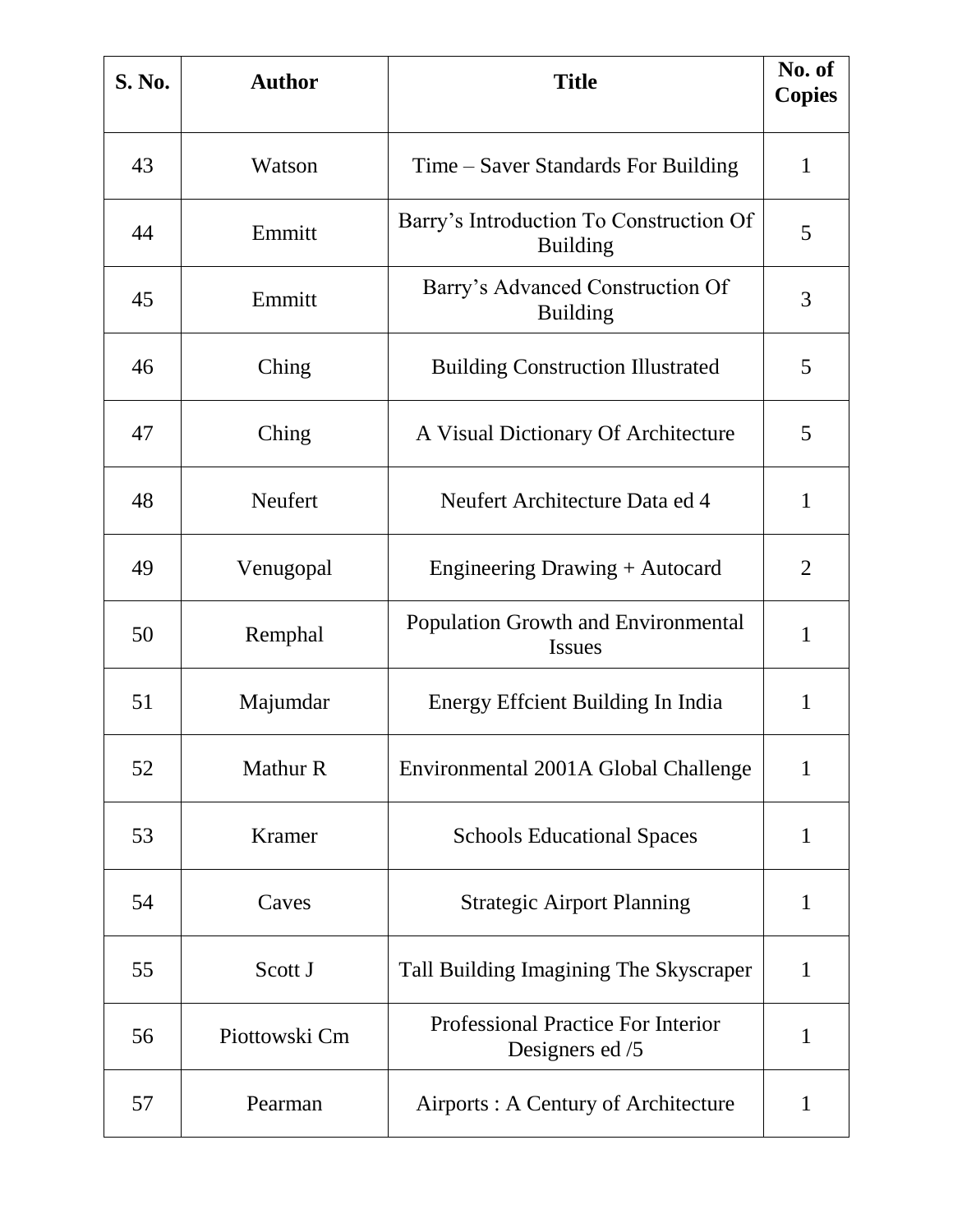| S. No. | Author | Title | No. of Copies |
|---|---|---|---|
| 43 | Watson | Time – Saver Standards For Building | 1 |
| 44 | Emmitt | Barry's Introduction To Construction Of Building | 5 |
| 45 | Emmitt | Barry's Advanced Construction Of Building | 3 |
| 46 | Ching | Building Construction Illustrated | 5 |
| 47 | Ching | A Visual Dictionary Of Architecture | 5 |
| 48 | Neufert | Neufert Architecture Data ed 4 | 1 |
| 49 | Venugopal | Engineering Drawing + Autocard | 2 |
| 50 | Remphal | Population Growth and Environmental Issues | 1 |
| 51 | Majumdar | Energy Effcient Building In India | 1 |
| 52 | Mathur R | Environmental 2001A Global Challenge | 1 |
| 53 | Kramer | Schools Educational Spaces | 1 |
| 54 | Caves | Strategic Airport Planning | 1 |
| 55 | Scott J | Tall Building Imagining The Skyscraper | 1 |
| 56 | Piottowski Cm | Professional Practice For Interior Designers ed /5 | 1 |
| 57 | Pearman | Airports : A Century of Architecture | 1 |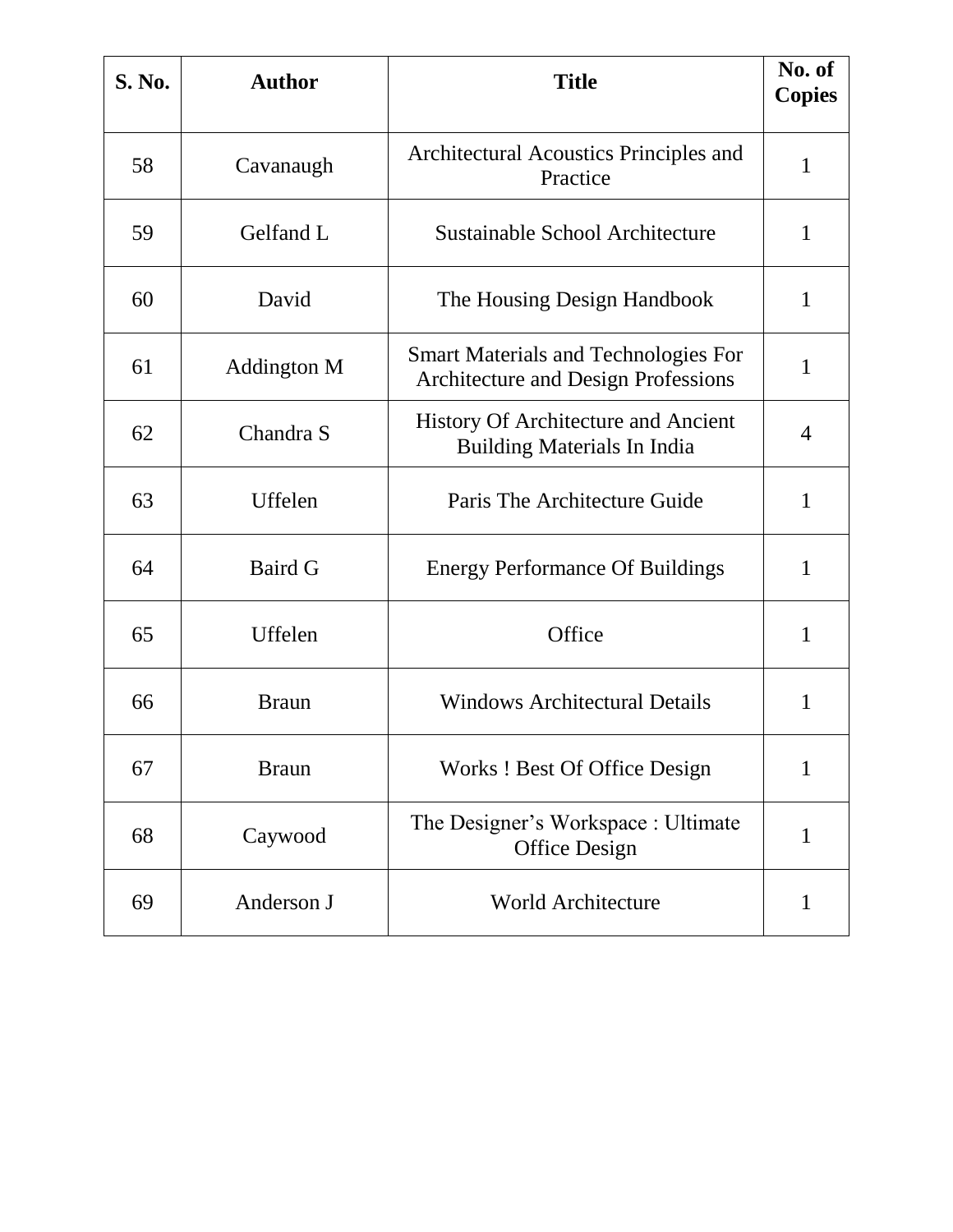| S. No. | Author | Title | No. of Copies |
|---|---|---|---|
| 58 | Cavanaugh | Architectural Acoustics Principles and Practice | 1 |
| 59 | Gelfand L | Sustainable School Architecture | 1 |
| 60 | David | The Housing Design Handbook | 1 |
| 61 | Addington M | Smart Materials and Technologies For Architecture and Design Professions | 1 |
| 62 | Chandra S | History Of Architecture and Ancient Building Materials In India | 4 |
| 63 | Uffelen | Paris The Architecture Guide | 1 |
| 64 | Baird G | Energy Performance Of Buildings | 1 |
| 65 | Uffelen | Office | 1 |
| 66 | Braun | Windows Architectural Details | 1 |
| 67 | Braun | Works ! Best Of Office Design | 1 |
| 68 | Caywood | The Designer’s Workspace : Ultimate Office Design | 1 |
| 69 | Anderson J | World Architecture | 1 |